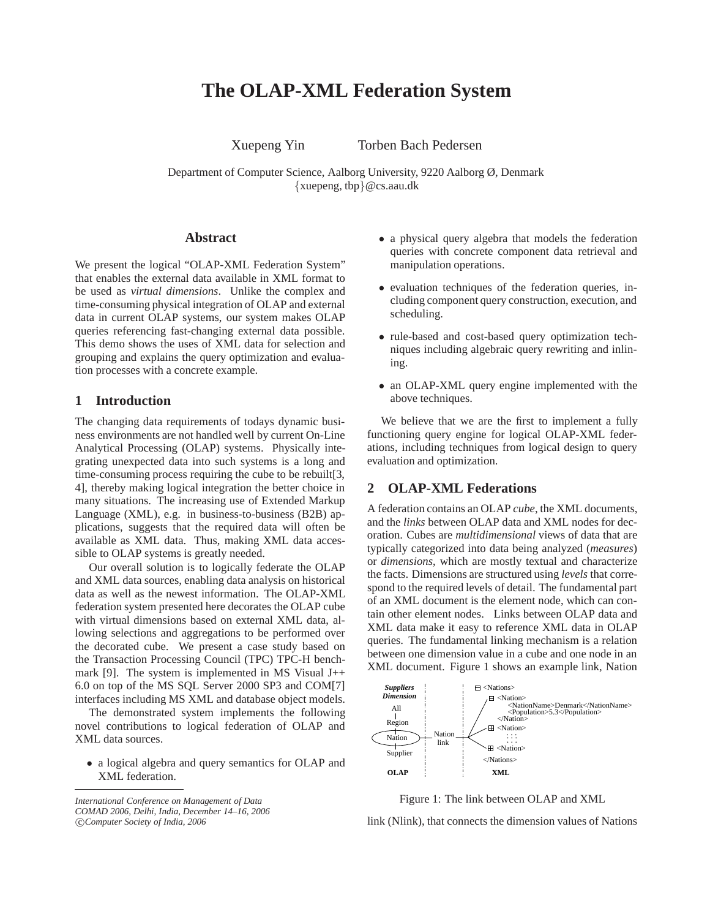# The OLAP-XML Federation System

Xuepeng Yin Torben Bach Pedersen

Department of Computer Science, Aalborg University, 9220 Aalborg Ø, Denmark
{xuepeng, tbp}@cs.aau.dk

## Abstract

We present the logical "OLAP-XML Federation System" that enables the external data available in XML format to be used as *virtual dimensions*. Unlike the complex and time-consuming physical integration of OLAP and external data in current OLAP systems, our system makes OLAP queries referencing fast-changing external data possible. This demo shows the uses of XML data for selection and grouping and explains the query optimization and evaluation processes with a concrete example.

## 1 Introduction

The changing data requirements of todays dynamic business environments are not handled well by current On-Line Analytical Processing (OLAP) systems. Physically integrating unexpected data into such systems is a long and time-consuming process requiring the cube to be rebuilt[3, 4], thereby making logical integration the better choice in many situations. The increasing use of Extended Markup Language (XML), e.g. in business-to-business (B2B) applications, suggests that the required data will often be available as XML data. Thus, making XML data accessible to OLAP systems is greatly needed.

Our overall solution is to logically federate the OLAP and XML data sources, enabling data analysis on historical data as well as the newest information. The OLAP-XML federation system presented here decorates the OLAP cube with virtual dimensions based on external XML data, allowing selections and aggregations to be performed over the decorated cube. We present a case study based on the Transaction Processing Council (TPC) TPC-H benchmark [9]. The system is implemented in MS Visual J++ 6.0 on top of the MS SQL Server 2000 SP3 and COM[7] interfaces including MS XML and database object models.

The demonstrated system implements the following novel contributions to logical federation of OLAP and XML data sources.

- a logical algebra and query semantics for OLAP and XML federation.
- a physical query algebra that models the federation queries with concrete component data retrieval and manipulation operations.
- evaluation techniques of the federation queries, including component query construction, execution, and scheduling.
- rule-based and cost-based query optimization techniques including algebraic query rewriting and inlining.
- an OLAP-XML query engine implemented with the above techniques.

We believe that we are the first to implement a fully functioning query engine for logical OLAP-XML federations, including techniques from logical design to query evaluation and optimization.

## 2 OLAP-XML Federations

A federation contains an OLAP *cube*, the XML documents, and the *links* between OLAP data and XML nodes for decoration. Cubes are *multidimensional* views of data that are typically categorized into data being analyzed (*measures*) or *dimensions*, which are mostly textual and characterize the facts. Dimensions are structured using *levels* that correspond to the required levels of detail. The fundamental part of an XML document is the element node, which can contain other element nodes. Links between OLAP data and XML data make it easy to reference XML data in OLAP queries. The fundamental linking mechanism is a relation between one dimension value in a cube and one node in an XML document. Figure 1 shows an example link, Nation link (Nlink), that connects the dimension values of Nations

```
Suppliers          |                 |  ⊟ <Nations>
Dimension          |                 |    ⊟ <Nation>
   All             |                 |        <NationName>Denmark</NationName>
    |              |                 |        <Population>5.3</Population>
  Region           |                 |      </Nation>
    |              |   Nation        |    ⊞ <Nation>
 (Nation) ---------|-- link ---------|        : : :
    |              |                 |    ⊞ <Nation>
  Supplier         |                 |  </Nations>
   OLAP            |                 |       XML
```

Figure 1: The link between OLAP and XML

*International Conference on Management of Data*
*COMAD 2006, Delhi, India, December 14–16, 2006*
*©Computer Society of India, 2006*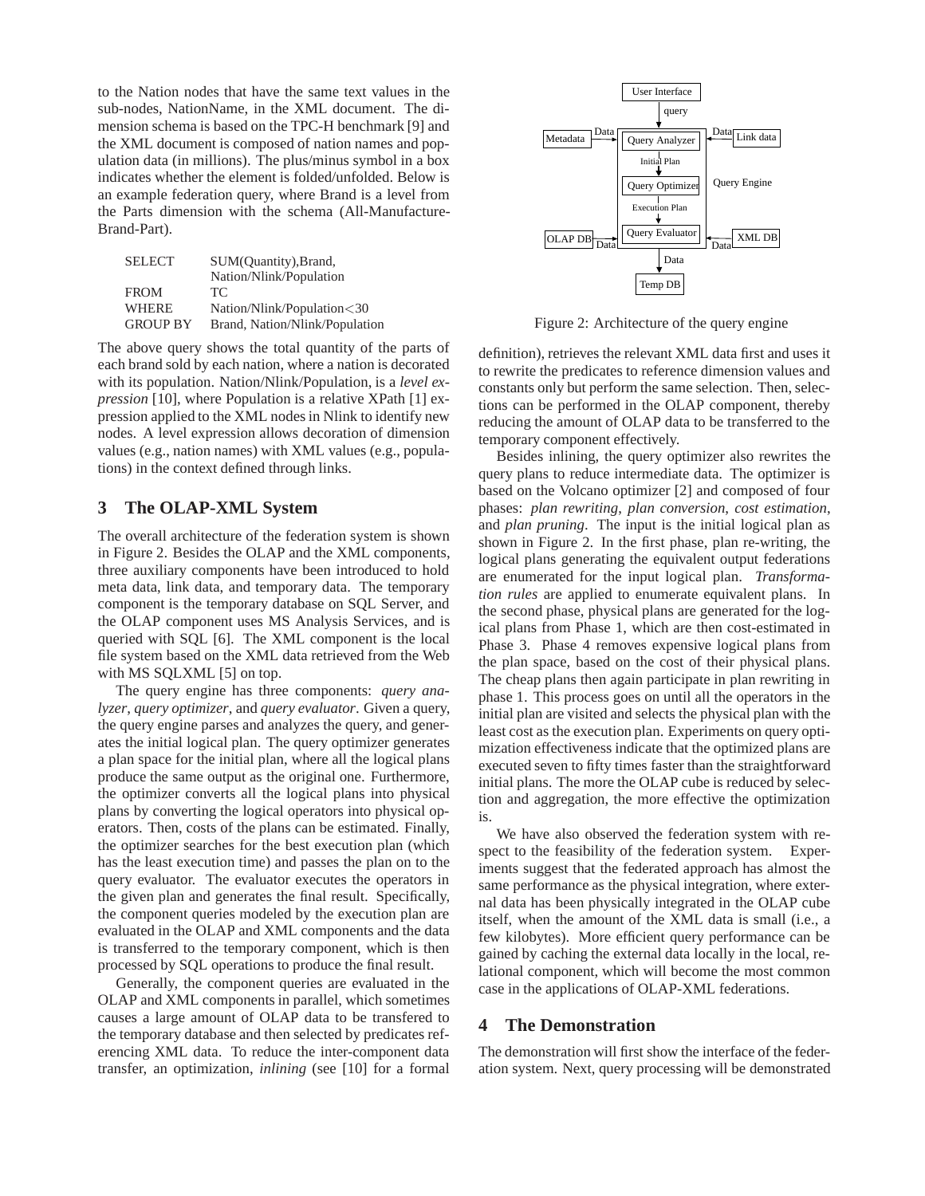to the Nation nodes that have the same text values in the sub-nodes, NationName, in the XML document. The dimension schema is based on the TPC-H benchmark [9] and the XML document is composed of nation names and population data (in millions). The plus/minus symbol in a box indicates whether the element is folded/unfolded. Below is an example federation query, where Brand is a level from the Parts dimension with the schema (All-Manufacture-Brand-Part).

```
SELECT      SUM(Quantity),Brand,
            Nation/Nlink/Population
FROM        TC
WHERE       Nation/Nlink/Population<30
GROUP BY    Brand, Nation/Nlink/Population
```

The above query shows the total quantity of the parts of each brand sold by each nation, where a nation is decorated with its population. Nation/Nlink/Population, is a *level expression* [10], where Population is a relative XPath [1] expression applied to the XML nodes in Nlink to identify new nodes. A level expression allows decoration of dimension values (e.g., nation names) with XML values (e.g., populations) in the context defined through links.

## 3 The OLAP-XML System

The overall architecture of the federation system is shown in Figure 2. Besides the OLAP and the XML components, three auxiliary components have been introduced to hold meta data, link data, and temporary data. The temporary component is the temporary database on SQL Server, and the OLAP component uses MS Analysis Services, and is queried with SQL [6]. The XML component is the local file system based on the XML data retrieved from the Web with MS SQLXML [5] on top.

The query engine has three components: *query analyzer*, *query optimizer*, and *query evaluator*. Given a query, the query engine parses and analyzes the query, and generates the initial logical plan. The query optimizer generates a plan space for the initial plan, where all the logical plans produce the same output as the original one. Furthermore, the optimizer converts all the logical plans into physical plans by converting the logical operators into physical operators. Then, costs of the plans can be estimated. Finally, the optimizer searches for the best execution plan (which has the least execution time) and passes the plan on to the query evaluator. The evaluator executes the operators in the given plan and generates the final result. Specifically, the component queries modeled by the execution plan are evaluated in the OLAP and XML components and the data is transferred to the temporary component, which is then processed by SQL operations to produce the final result.

Generally, the component queries are evaluated in the OLAP and XML components in parallel, which sometimes causes a large amount of OLAP data to be transfered to the temporary database and then selected by predicates referencing XML data. To reduce the inter-component data transfer, an optimization, *inlining* (see [10] for a formal definition), retrieves the relevant XML data first and uses it to rewrite the predicates to reference dimension values and constants only but perform the same selection. Then, selections can be performed in the OLAP component, thereby reducing the amount of OLAP data to be transferred to the temporary component effectively.

Figure 2: Architecture of the query engine

Besides inlining, the query optimizer also rewrites the query plans to reduce intermediate data. The optimizer is based on the Volcano optimizer [2] and composed of four phases: *plan rewriting*, *plan conversion*, *cost estimation*, and *plan pruning*. The input is the initial logical plan as shown in Figure 2. In the first phase, plan re-writing, the logical plans generating the equivalent output federations are enumerated for the input logical plan. *Transformation rules* are applied to enumerate equivalent plans. In the second phase, physical plans are generated for the logical plans from Phase 1, which are then cost-estimated in Phase 3. Phase 4 removes expensive logical plans from the plan space, based on the cost of their physical plans. The cheap plans then again participate in plan rewriting in phase 1. This process goes on until all the operators in the initial plan are visited and selects the physical plan with the least cost as the execution plan. Experiments on query optimization effectiveness indicate that the optimized plans are executed seven to fifty times faster than the straightforward initial plans. The more the OLAP cube is reduced by selection and aggregation, the more effective the optimization is.

We have also observed the federation system with respect to the feasibility of the federation system. Experiments suggest that the federated approach has almost the same performance as the physical integration, where external data has been physically integrated in the OLAP cube itself, when the amount of the XML data is small (i.e., a few kilobytes). More efficient query performance can be gained by caching the external data locally in the local, relational component, which will become the most common case in the applications of OLAP-XML federations.

## 4 The Demonstration

The demonstration will first show the interface of the federation system. Next, query processing will be demonstrated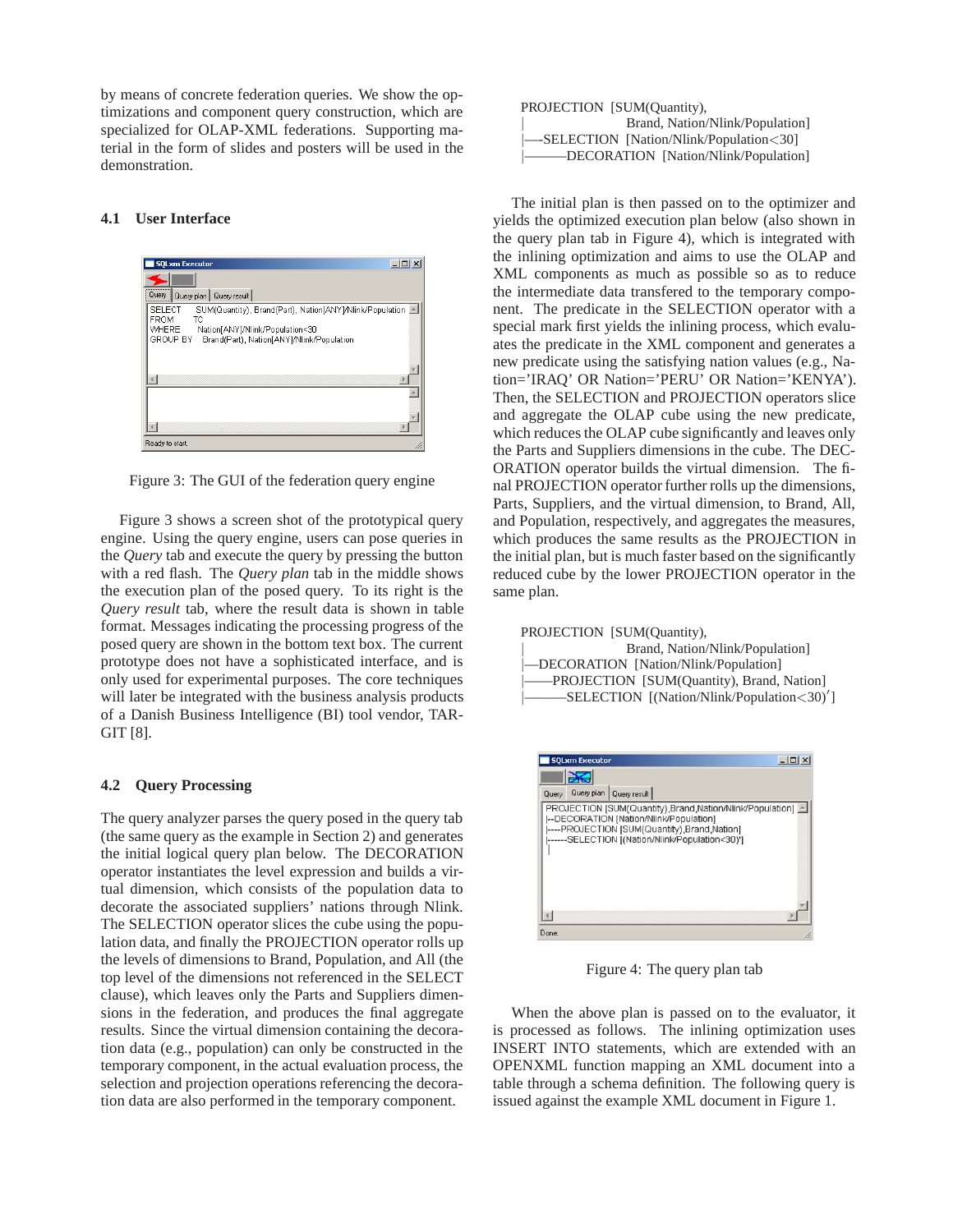by means of concrete federation queries. We show the optimizations and component query construction, which are specialized for OLAP-XML federations. Supporting material in the form of slides and posters will be used in the demonstration.

### 4.1 User Interface

Figure 3: The GUI of the federation query engine

Figure 3 shows a screen shot of the prototypical query engine. Using the query engine, users can pose queries in the *Query* tab and execute the query by pressing the button with a red flash. The *Query plan* tab in the middle shows the execution plan of the posed query. To its right is the *Query result* tab, where the result data is shown in table format. Messages indicating the processing progress of the posed query are shown in the bottom text box. The current prototype does not have a sophisticated interface, and is only used for experimental purposes. The core techniques will later be integrated with the business analysis products of a Danish Business Intelligence (BI) tool vendor, TARGIT [8].

### 4.2 Query Processing

The query analyzer parses the query posed in the query tab (the same query as the example in Section 2) and generates the initial logical query plan below. The DECORATION operator instantiates the level expression and builds a virtual dimension, which consists of the population data to decorate the associated suppliers' nations through Nlink. The SELECTION operator slices the cube using the population data, and finally the PROJECTION operator rolls up the levels of dimensions to Brand, Population, and All (the top level of the dimensions not referenced in the SELECT clause), which leaves only the Parts and Suppliers dimensions in the federation, and produces the final aggregate results. Since the virtual dimension containing the decoration data (e.g., population) can only be constructed in the temporary component, in the actual evaluation process, the selection and projection operations referencing the decoration data are also performed in the temporary component.

```
PROJECTION [SUM(Quantity),
|               Brand, Nation/Nlink/Population]
|---SELECTION [Nation/Nlink/Population<30]
|-------DECORATION [Nation/Nlink/Population]
```

The initial plan is then passed on to the optimizer and yields the optimized execution plan below (also shown in the query plan tab in Figure 4), which is integrated with the inlining optimization and aims to use the OLAP and XML components as much as possible so as to reduce the intermediate data transfered to the temporary component. The predicate in the SELECTION operator with a special mark first yields the inlining process, which evaluates the predicate in the XML component and generates a new predicate using the satisfying nation values (e.g., Nation='IRAQ' OR Nation='PERU' OR Nation='KENYA'). Then, the SELECTION and PROJECTION operators slice and aggregate the OLAP cube using the new predicate, which reduces the OLAP cube significantly and leaves only the Parts and Suppliers dimensions in the cube. The DECORATION operator builds the virtual dimension. The final PROJECTION operator further rolls up the dimensions, Parts, Suppliers, and the virtual dimension, to Brand, All, and Population, respectively, and aggregates the measures, which produces the same results as the PROJECTION in the initial plan, but is much faster based on the significantly reduced cube by the lower PROJECTION operator in the same plan.

```
PROJECTION [SUM(Quantity),
|               Brand, Nation/Nlink/Population]
|--DECORATION [Nation/Nlink/Population]
|----PROJECTION [SUM(Quantity), Brand, Nation]
|-------SELECTION [(Nation/Nlink/Population<30)']
```

Figure 4: The query plan tab

When the above plan is passed on to the evaluator, it is processed as follows. The inlining optimization uses INSERT INTO statements, which are extended with an OPENXML function mapping an XML document into a table through a schema definition. The following query is issued against the example XML document in Figure 1.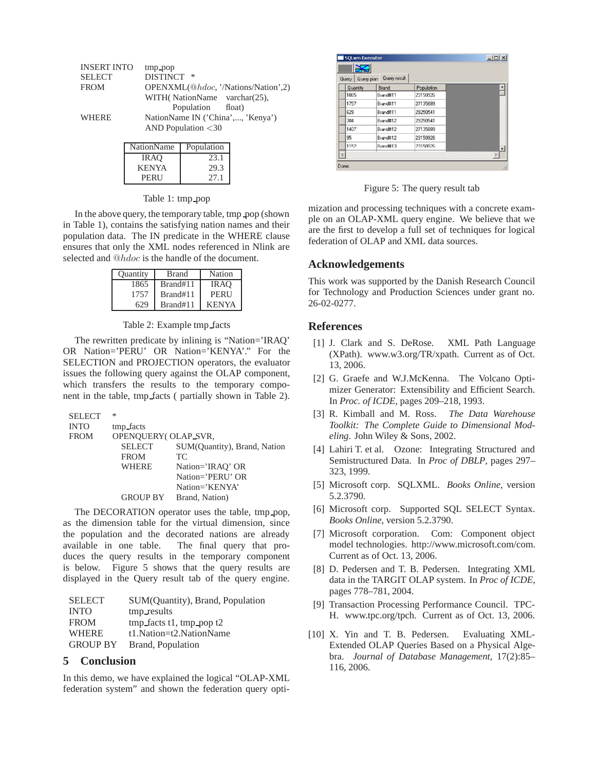```
INSERT INTO   tmp_pop
SELECT        DISTINCT *
FROM          OPENXML(@hdoc, '/Nations/Nation',2)
              WITH( NationName  varchar(25),
                    Population  float)
WHERE         NationName IN ('China',..., 'Kenya')
              AND Population <30
```

| NationName | Population |
|---|---|
| IRAQ | 23.1 |
| KENYA | 29.3 |
| PERU | 27.1 |

Table 1: tmp_pop

In the above query, the temporary table, tmp_pop (shown in Table 1), contains the satisfying nation names and their population data. The IN predicate in the WHERE clause ensures that only the XML nodes referenced in Nlink are selected and $@hdoc$ is the handle of the document.

| Quantity | Brand | Nation |
|---|---|---|
| 1865 | Brand#11 | IRAQ |
| 1757 | Brand#11 | PERU |
| 629 | Brand#11 | KENYA |

Table 2: Example tmp_facts

The rewritten predicate by inlining is "Nation='IRAQ' OR Nation='PERU' OR Nation='KENYA'." For the SELECTION and PROJECTION operators, the evaluator issues the following query against the OLAP component, which transfers the results to the temporary component in the table, tmp_facts ( partially shown in Table 2).

```
SELECT   *
INTO     tmp_facts
FROM     OPENQUERY( OLAP_SVR,
           SELECT     SUM(Quantity), Brand, Nation
           FROM       TC
           WHERE      Nation='IRAQ' OR
                      Nation='PERU' OR
                      Nation='KENYA'
           GROUP BY   Brand, Nation)
```

The DECORATION operator uses the table, tmp_pop, as the dimension table for the virtual dimension, since the population and the decorated nations are already available in one table. The final query that produces the query results in the temporary component is below. Figure 5 shows that the query results are displayed in the Query result tab of the query engine.

```
SELECT     SUM(Quantity), Brand, Population
INTO       tmp_results
FROM       tmp_facts t1, tmp_pop t2
WHERE      t1.Nation=t2.NationName
GROUP BY   Brand, Population
```

## 5 Conclusion

In this demo, we have explained the logical "OLAP-XML federation system" and shown the federation query optimization and processing techniques with a concrete example on an OLAP-XML query engine. We believe that we are the first to develop a full set of techniques for logical federation of OLAP and XML data sources.

SQLxm Executor

Query | Query plan | Query result

| Quantity | Brand | Population |
|---|---|---|
| 1865 | Brand#11 | 23150926 |
| 1757 | Brand#11 | 27135689 |
| 629 | Brand#11 | 29250541 |
| 384 | Brand#12 | 29250541 |
| 1407 | Brand#12 | 27135689 |
| 95 | Brand#12 | 23150926 |
| 1152 | Brand#13 | 23150926 |

Done.

Figure 5: The query result tab

## Acknowledgements

This work was supported by the Danish Research Council for Technology and Production Sciences under grant no. 26-02-0277.

## References

[1] J. Clark and S. DeRose. XML Path Language (XPath). www.w3.org/TR/xpath. Current as of Oct. 13, 2006.

[2] G. Graefe and W.J.McKenna. The Volcano Optimizer Generator: Extensibility and Efficient Search. In *Proc. of ICDE*, pages 209–218, 1993.

[3] R. Kimball and M. Ross. *The Data Warehouse Toolkit: The Complete Guide to Dimensional Modeling*. John Wiley & Sons, 2002.

[4] Lahiri T. et al. Ozone: Integrating Structured and Semistructured Data. In *Proc of DBLP*, pages 297–323, 1999.

[5] Microsoft corp. SQLXML. *Books Online*, version 5.2.3790.

[6] Microsoft corp. Supported SQL SELECT Syntax. *Books Online*, version 5.2.3790.

[7] Microsoft corporation. Com: Component object model technologies. http://www.microsoft.com/com. Current as of Oct. 13, 2006.

[8] D. Pedersen and T. B. Pedersen. Integrating XML data in the TARGIT OLAP system. In *Proc of ICDE*, pages 778–781, 2004.

[9] Transaction Processing Performance Council. TPC-H. www.tpc.org/tpch. Current as of Oct. 13, 2006.

[10] X. Yin and T. B. Pedersen. Evaluating XML-Extended OLAP Queries Based on a Physical Algebra. *Journal of Database Management*, 17(2):85–116, 2006.